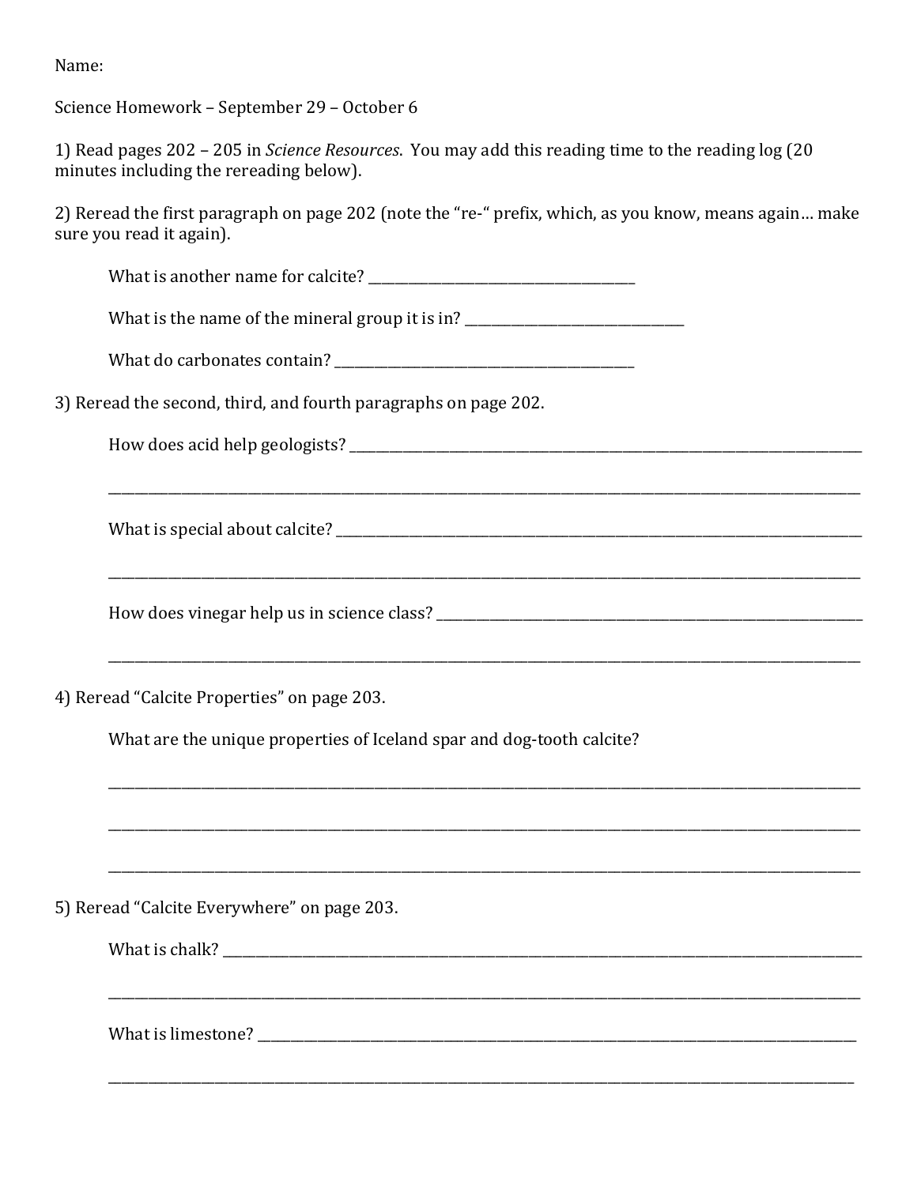Name:

Science Homework – September 29 – October 6

1) Read pages 202 – 205 in *Science Resources*. You may add this reading time to the reading log (20 minutes including the rereading below).

2) Reread the first paragraph on page 202 (note the "re-" prefix, which, as you know, means again… make sure you read it again).

What is another name for calcite? ______________________________

What is the name of the mineral group it is in? ______________________________

What do carbonates contain? ______________________________

3) Reread the second, third, and fourth paragraphs on page 202.

How does acid help geologists? ______________________________

______________________________

What is special about calcite? ______________________________

______________________________

How does vinegar help us in science class? ______________________________

______________________________

4) Reread "Calcite Properties" on page 203.

What are the unique properties of Iceland spar and dog-tooth calcite?

______________________________

______________________________

______________________________

5) Reread "Calcite Everywhere" on page 203.

What is chalk? ______________________________

______________________________

What is limestone? ______________________________

______________________________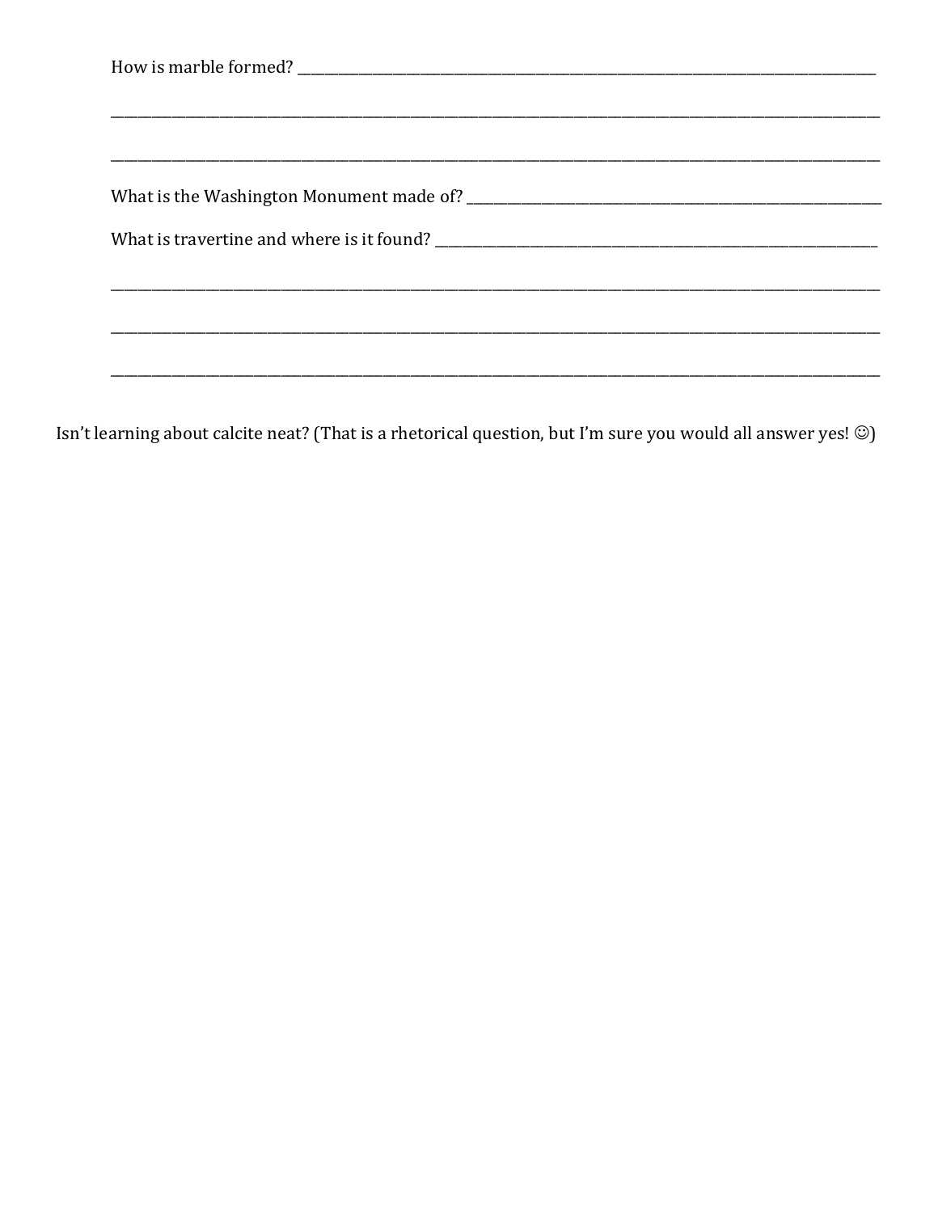How is marble formed? ______________________________________________________________________________

______________________________________________________________________________________________

______________________________________________________________________________________________

What is the Washington Monument made of? ___________________________________________________

What is travertine and where is it found? _____________________________________________________

______________________________________________________________________________________________

______________________________________________________________________________________________

______________________________________________________________________________________________

Isn't learning about calcite neat? (That is a rhetorical question, but I'm sure you would all answer yes! ☺)